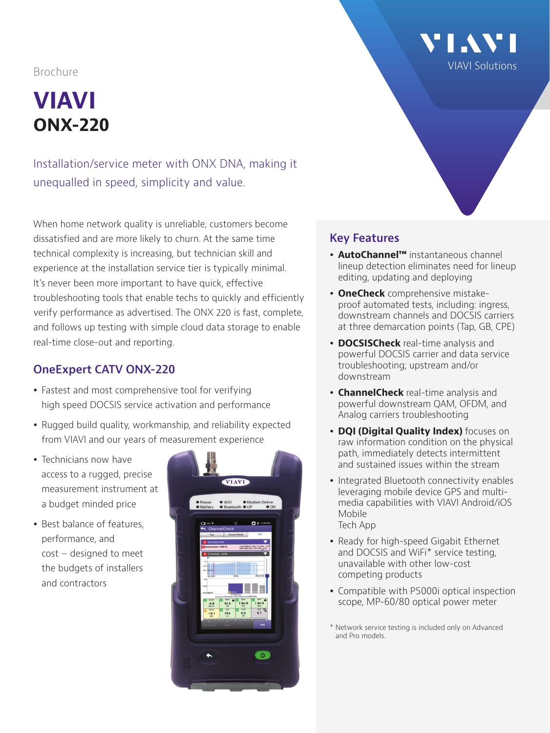Brochure

# VIAVI
## ONX-220

Installation/service meter with ONX DNA, making it unequalled in speed, simplicity and value.

When home network quality is unreliable, customers become dissatisfied and are more likely to churn. At the same time technical complexity is increasing, but technician skill and experience at the installation service tier is typically minimal. It's never been more important to have quick, effective troubleshooting tools that enable techs to quickly and efficiently verify performance as advertised. The ONX 220 is fast, complete, and follows up testing with simple cloud data storage to enable real-time close-out and reporting.

### OneExpert CATV ONX-220

- Fastest and most comprehensive tool for verifying high speed DOCSIS service activation and performance
- Rugged build quality, workmanship, and reliability expected from VIAVI and our years of measurement experience
- Technicians now have access to a rugged, precise measurement instrument at a budget minded price
- Best balance of features, performance, and cost – designed to meet the budgets of installers and contractors

### Key Features

- **AutoChannel™** instantaneous channel lineup detection eliminates need for lineup editing, updating and deploying
- **OneCheck** comprehensive mistake-proof automated tests, including: ingress, downstream channels and DOCSIS carriers at three demarcation points (Tap, GB, CPE)
- **DOCSISCheck** real-time analysis and powerful DOCSIS carrier and data service troubleshooting; upstream and/or downstream
- **ChannelCheck** real-time analysis and powerful downstream QAM, OFDM, and Analog carriers troubleshooting
- **DQI (Digital Quality Index)** focuses on raw information condition on the physical path, immediately detects intermittent and sustained issues within the stream
- Integrated Bluetooth connectivity enables leveraging mobile device GPS and multi-media capabilities with VIAVI Android/iOS Mobile Tech App
- Ready for high-speed Gigabit Ethernet and DOCSIS and WiFi* service testing, unavailable with other low-cost competing products
- Compatible with P5000i optical inspection scope, MP-60/80 optical power meter

\* Network service testing is included only on Advanced and Pro models.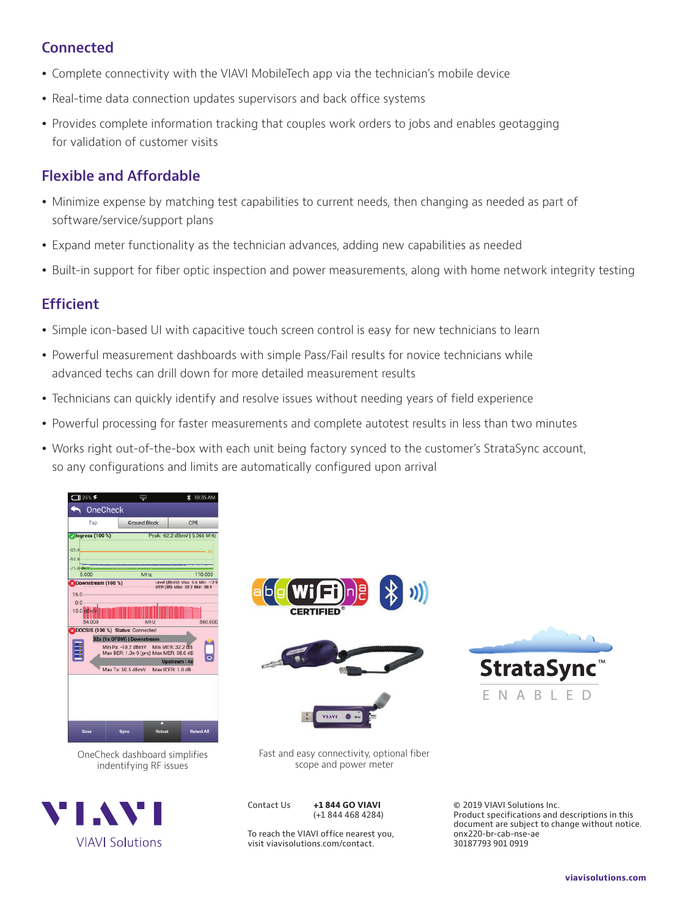## Connected

- Complete connectivity with the VIAVI MobileTech app via the technician's mobile device
- Real-time data connection updates supervisors and back office systems
- Provides complete information tracking that couples work orders to jobs and enables geotagging for validation of customer visits

## Flexible and Affordable

- Minimize expense by matching test capabilities to current needs, then changing as needed as part of software/service/support plans
- Expand meter functionality as the technician advances, adding new capabilities as needed
- Built-in support for fiber optic inspection and power measurements, along with home network integrity testing

## Efficient

- Simple icon-based UI with capacitive touch screen control is easy for new technicians to learn
- Powerful measurement dashboards with simple Pass/Fail results for novice technicians while advanced techs can drill down for more detailed measurement results
- Technicians can quickly identify and resolve issues without needing years of field experience
- Powerful processing for faster measurements and complete autotest results in less than two minutes
- Works right out-of-the-box with each unit being factory synced to the customer's StrataSync account, so any configurations and limits are automatically configured upon arrival

OneCheck dashboard simplifies indentifying RF issues

Fast and easy connectivity, optional fiber scope and power meter

StrataSync™ ENABLED

VIAVI Solutions

Contact Us **+1 844 GO VIAVI** (+1 844 468 4284)

To reach the VIAVI office nearest you, visit viavisolutions.com/contact.

© 2019 VIAVI Solutions Inc.
Product specifications and descriptions in this document are subject to change without notice.
onx220-br-cab-nse-ae
30187793 901 0919

**viavisolutions.com**